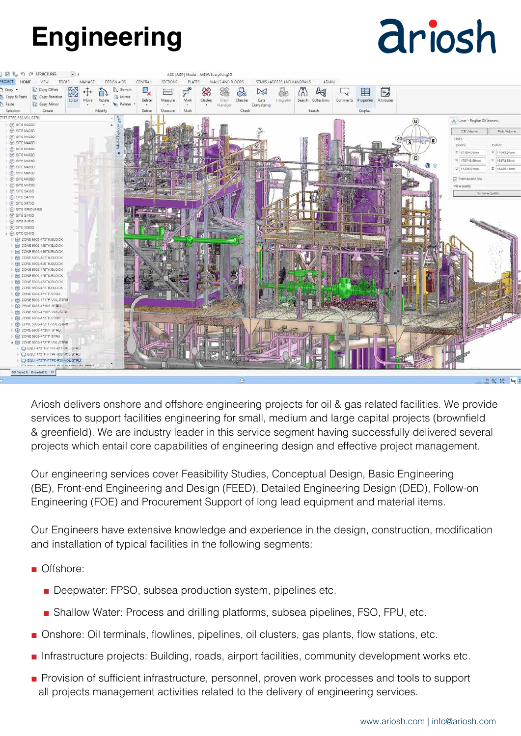# Engineering

ariosh

Ariosh delivers onshore and offshore engineering projects for oil & gas related facilities. We provide services to support facilities engineering for small, medium and large capital projects (brownfield & greenfield). We are industry leader in this service segment having successfully delivered several projects which entail core capabilities of engineering design and effective project management.

Our engineering services cover Feasibility Studies, Conceptual Design, Basic Engineering (BE), Front-end Engineering and Design (FEED), Detailed Engineering Design (DED), Follow-on Engineering (FOE) and Procurement Support of long lead equipment and material items.

Our Engineers have extensive knowledge and experience in the design, construction, modification and installation of typical facilities in the following segments:

- Offshore:
  - Deepwater: FPSO, subsea production system, pipelines etc.
  - Shallow Water: Process and drilling platforms, subsea pipelines, FSO, FPU, etc.
- Onshore: Oil terminals, flowlines, pipelines, oil clusters, gas plants, flow stations, etc.
- Infrastructure projects: Building, roads, airport facilities, community development works etc.
- Provision of sufficient infrastructure, personnel, proven work processes and tools to support all projects management activities related to the delivery of engineering services.

www.ariosh.com | info@ariosh.com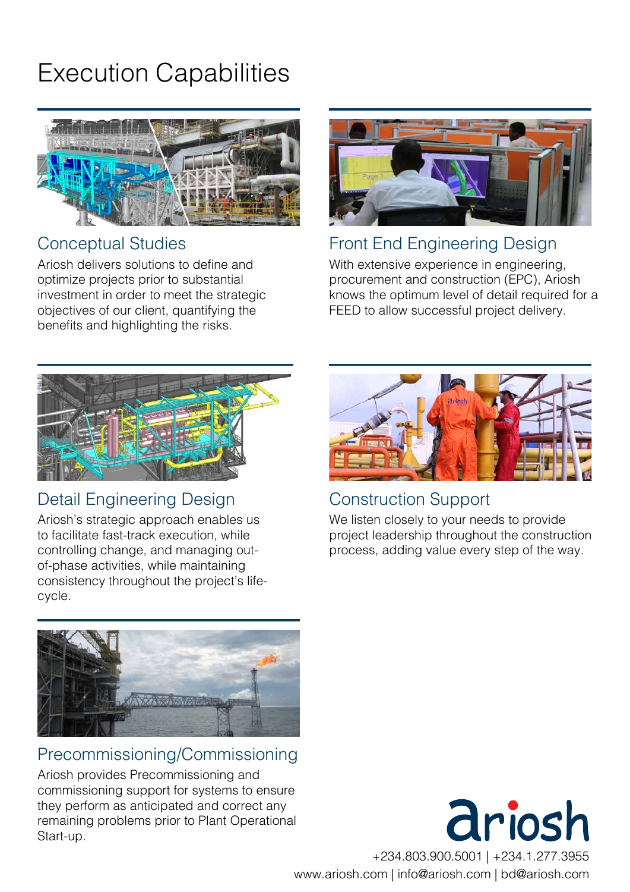# Execution Capabilities

## Conceptual Studies

Ariosh delivers solutions to define and optimize projects prior to substantial investment in order to meet the strategic objectives of our client, quantifying the benefits and highlighting the risks.

## Front End Engineering Design

With extensive experience in engineering, procurement and construction (EPC), Ariosh knows the optimum level of detail required for a FEED to allow successful project delivery.

## Detail Engineering Design

Ariosh's strategic approach enables us to facilitate fast-track execution, while controlling change, and managing out-of-phase activities, while maintaining consistency throughout the project's life-cycle.

## Construction Support

We listen closely to your needs to provide project leadership throughout the construction process, adding value every step of the way.

## Precommissioning/Commissioning

Ariosh provides Precommissioning and commissioning support for systems to ensure they perform as anticipated and correct any remaining problems prior to Plant Operational Start-up.

ariosh

+234.803.900.5001 | +234.1.277.3955
www.ariosh.com | info@ariosh.com | bd@ariosh.com